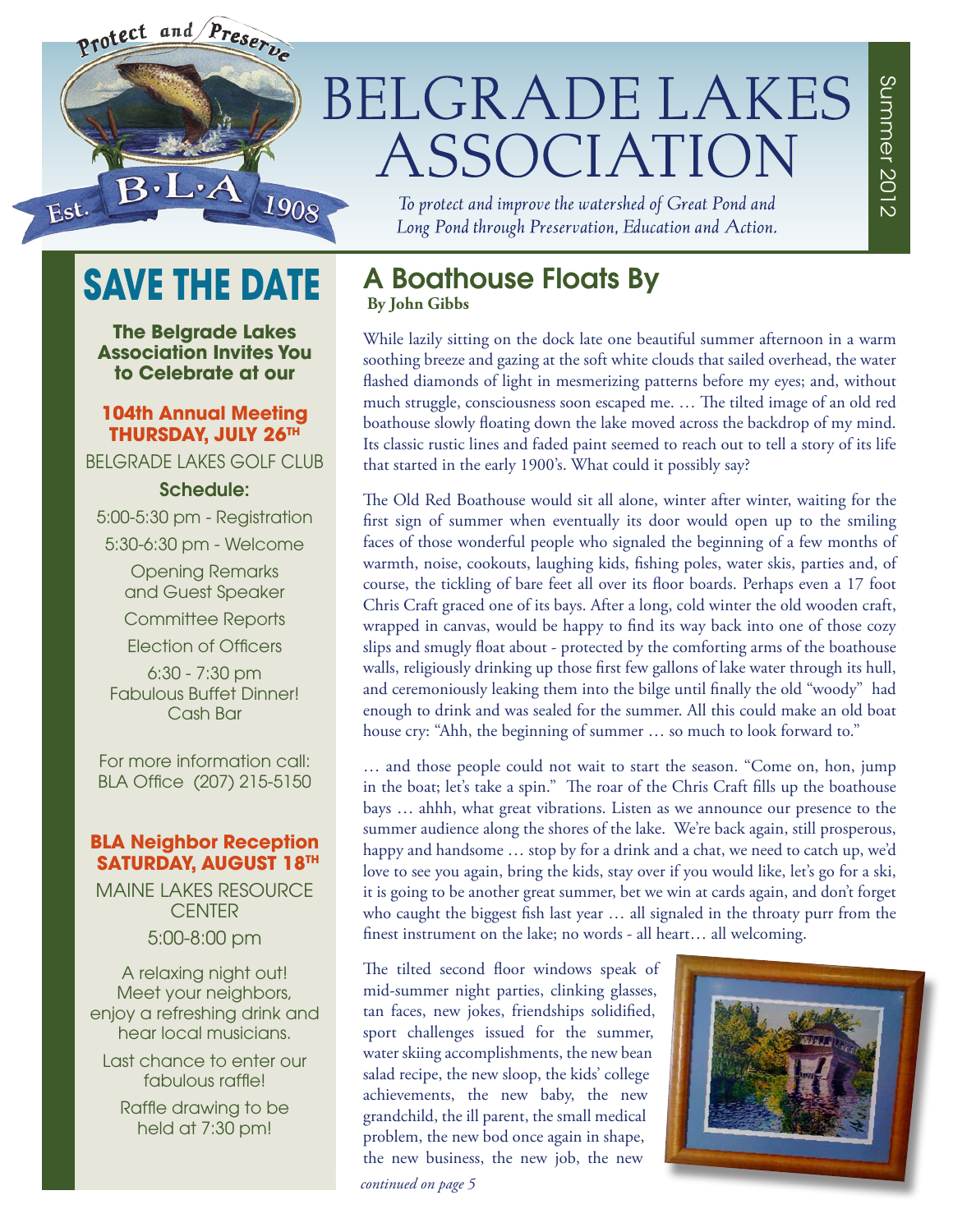Protect and Preserve

B·L·A Est. 1908

# BELGRADE LAKES ASSOCIATION

*To protect and improve the watershed of Great Pond and Long Pond through Preservation, Education and Action.*

Summer 2012

## SAVE THE DATE

**The Belgrade Lakes Association Invites You to Celebrate at our**

**104th Annual Meeting**
**THURSDAY, JULY 26TH**

BELGRADE LAKES GOLF CLUB

**Schedule:**

5:00-5:30 pm - Registration

5:30-6:30 pm - Welcome

Opening Remarks and Guest Speaker

Committee Reports

Election of Officers

6:30 - 7:30 pm
Fabulous Buffet Dinner!
Cash Bar

For more information call:
BLA Office (207) 215-5150

**BLA Neighbor Reception**
**SATURDAY, AUGUST 18TH**

MAINE LAKES RESOURCE CENTER

5:00-8:00 pm

A relaxing night out! Meet your neighbors, enjoy a refreshing drink and hear local musicians.

Last chance to enter our fabulous raffle!

Raffle drawing to be held at 7:30 pm!

## A Boathouse Floats By

**By John Gibbs**

While lazily sitting on the dock late one beautiful summer afternoon in a warm soothing breeze and gazing at the soft white clouds that sailed overhead, the water flashed diamonds of light in mesmerizing patterns before my eyes; and, without much struggle, consciousness soon escaped me. … The tilted image of an old red boathouse slowly floating down the lake moved across the backdrop of my mind. Its classic rustic lines and faded paint seemed to reach out to tell a story of its life that started in the early 1900's. What could it possibly say?

The Old Red Boathouse would sit all alone, winter after winter, waiting for the first sign of summer when eventually its door would open up to the smiling faces of those wonderful people who signaled the beginning of a few months of warmth, noise, cookouts, laughing kids, fishing poles, water skis, parties and, of course, the tickling of bare feet all over its floor boards. Perhaps even a 17 foot Chris Craft graced one of its bays. After a long, cold winter the old wooden craft, wrapped in canvas, would be happy to find its way back into one of those cozy slips and smugly float about - protected by the comforting arms of the boathouse walls, religiously drinking up those first few gallons of lake water through its hull, and ceremoniously leaking them into the bilge until finally the old "woody" had enough to drink and was sealed for the summer. All this could make an old boat house cry: "Ahh, the beginning of summer … so much to look forward to."

… and those people could not wait to start the season. "Come on, hon, jump in the boat; let's take a spin." The roar of the Chris Craft fills up the boathouse bays … ahhh, what great vibrations. Listen as we announce our presence to the summer audience along the shores of the lake. We're back again, still prosperous, happy and handsome … stop by for a drink and a chat, we need to catch up, we'd love to see you again, bring the kids, stay over if you would like, let's go for a ski, it is going to be another great summer, bet we win at cards again, and don't forget who caught the biggest fish last year … all signaled in the throaty purr from the finest instrument on the lake; no words - all heart… all welcoming.

The tilted second floor windows speak of mid-summer night parties, clinking glasses, tan faces, new jokes, friendships solidified, sport challenges issued for the summer, water skiing accomplishments, the new bean salad recipe, the new sloop, the kids' college achievements, the new baby, the new grandchild, the ill parent, the small medical problem, the new bod once again in shape, the new business, the new job, the new

*continued on page 5*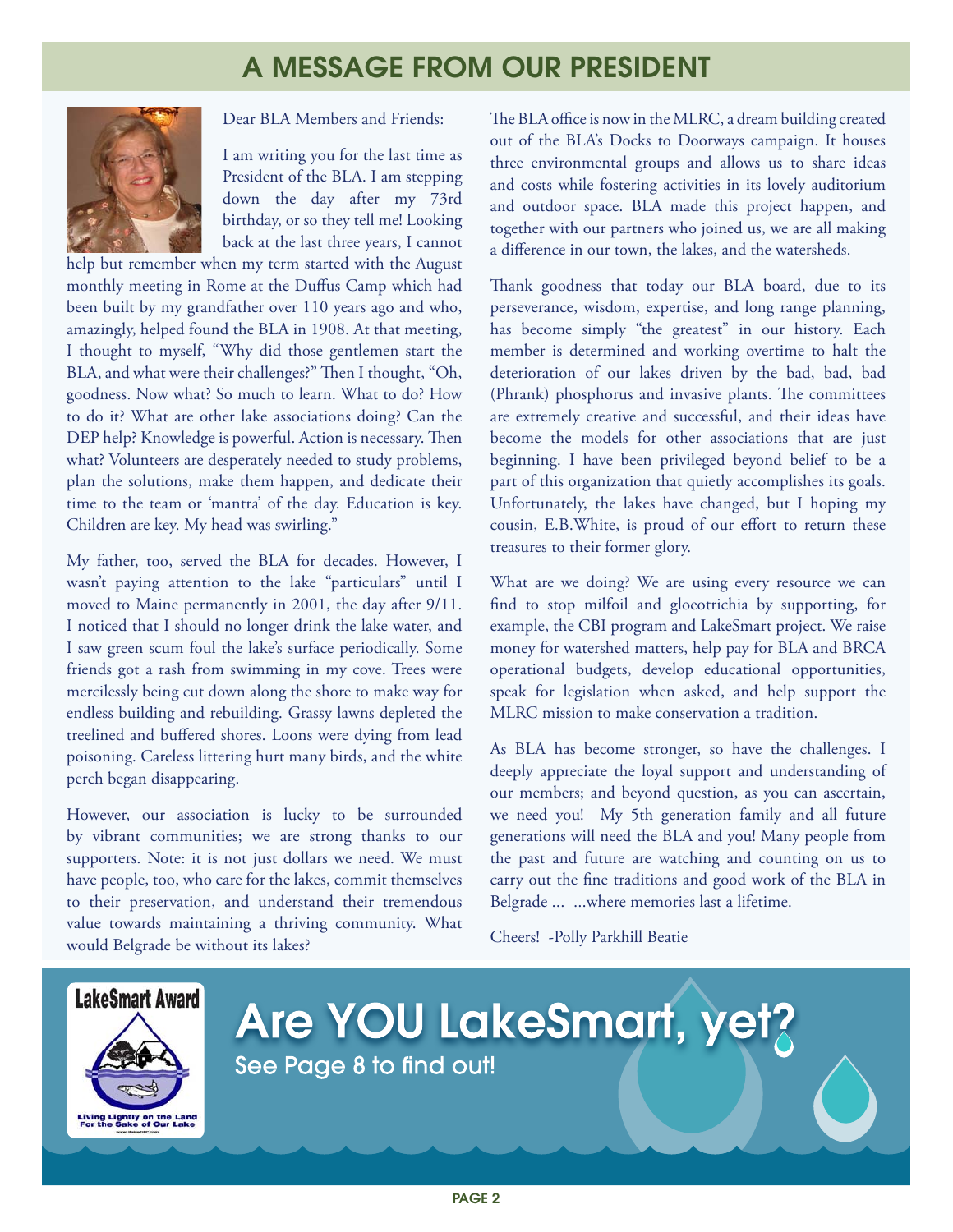# A MESSAGE FROM OUR PRESIDENT

Dear BLA Members and Friends:

I am writing you for the last time as President of the BLA. I am stepping down the day after my 73rd birthday, or so they tell me! Looking back at the last three years, I cannot help but remember when my term started with the August monthly meeting in Rome at the Duffus Camp which had been built by my grandfather over 110 years ago and who, amazingly, helped found the BLA in 1908. At that meeting, I thought to myself, "Why did those gentlemen start the BLA, and what were their challenges?" Then I thought, "Oh, goodness. Now what? So much to learn. What to do? How to do it? What are other lake associations doing? Can the DEP help? Knowledge is powerful. Action is necessary. Then what? Volunteers are desperately needed to study problems, plan the solutions, make them happen, and dedicate their time to the team or 'mantra' of the day. Education is key. Children are key. My head was swirling."

My father, too, served the BLA for decades. However, I wasn't paying attention to the lake "particulars" until I moved to Maine permanently in 2001, the day after 9/11. I noticed that I should no longer drink the lake water, and I saw green scum foul the lake's surface periodically. Some friends got a rash from swimming in my cove. Trees were mercilessly being cut down along the shore to make way for endless building and rebuilding. Grassy lawns depleted the treelined and buffered shores. Loons were dying from lead poisoning. Careless littering hurt many birds, and the white perch began disappearing.

However, our association is lucky to be surrounded by vibrant communities; we are strong thanks to our supporters. Note: it is not just dollars we need. We must have people, too, who care for the lakes, commit themselves to their preservation, and understand their tremendous value towards maintaining a thriving community. What would Belgrade be without its lakes?

The BLA office is now in the MLRC, a dream building created out of the BLA's Docks to Doorways campaign. It houses three environmental groups and allows us to share ideas and costs while fostering activities in its lovely auditorium and outdoor space. BLA made this project happen, and together with our partners who joined us, we are all making a difference in our town, the lakes, and the watersheds.

Thank goodness that today our BLA board, due to its perseverance, wisdom, expertise, and long range planning, has become simply "the greatest" in our history. Each member is determined and working overtime to halt the deterioration of our lakes driven by the bad, bad, bad (Phrank) phosphorus and invasive plants. The committees are extremely creative and successful, and their ideas have become the models for other associations that are just beginning. I have been privileged beyond belief to be a part of this organization that quietly accomplishes its goals. Unfortunately, the lakes have changed, but I hoping my cousin, E.B.White, is proud of our effort to return these treasures to their former glory.

What are we doing? We are using every resource we can find to stop milfoil and gloeotrichia by supporting, for example, the CBI program and LakeSmart project. We raise money for watershed matters, help pay for BLA and BRCA operational budgets, develop educational opportunities, speak for legislation when asked, and help support the MLRC mission to make conservation a tradition.

As BLA has become stronger, so have the challenges. I deeply appreciate the loyal support and understanding of our members; and beyond question, as you can ascertain, we need you! My 5th generation family and all future generations will need the BLA and you! Many people from the past and future are watching and counting on us to carry out the fine traditions and good work of the BLA in Belgrade ... ...where memories last a lifetime.

Cheers! -Polly Parkhill Beatie

**LakeSmart Award**

Living Lightly on the Land For the Sake of Our Lake

## Are YOU LakeSmart, yet?

See Page 8 to find out!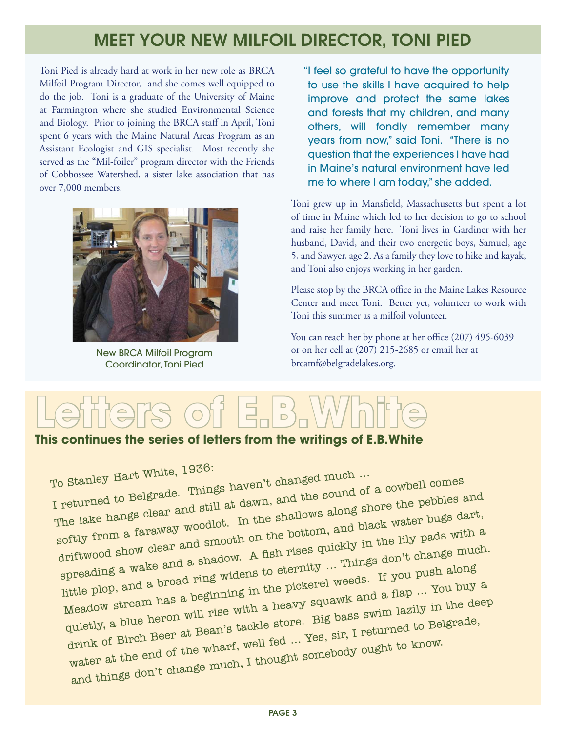## MEET YOUR NEW MILFOIL DIRECTOR, TONI PIED

Toni Pied is already hard at work in her new role as BRCA Milfoil Program Director, and she comes well equipped to do the job. Toni is a graduate of the University of Maine at Farmington where she studied Environmental Science and Biology. Prior to joining the BRCA staff in April, Toni spent 6 years with the Maine Natural Areas Program as an Assistant Ecologist and GIS specialist. Most recently she served as the "Mil-foiler" program director with the Friends of Cobbossee Watershed, a sister lake association that has over 7,000 members.

New BRCA Milfoil Program Coordinator, Toni Pied

"I feel so grateful to have the opportunity to use the skills I have acquired to help improve and protect the same lakes and forests that my children, and many others, will fondly remember many years from now," said Toni. "There is no question that the experiences I have had in Maine's natural environment have led me to where I am today," she added.

Toni grew up in Mansfield, Massachusetts but spent a lot of time in Maine which led to her decision to go to school and raise her family here. Toni lives in Gardiner with her husband, David, and their two energetic boys, Samuel, age 5, and Sawyer, age 2. As a family they love to hike and kayak, and Toni also enjoys working in her garden.

Please stop by the BRCA office in the Maine Lakes Resource Center and meet Toni. Better yet, volunteer to work with Toni this summer as a milfoil volunteer.

You can reach her by phone at her office (207) 495-6039 or on her cell at (207) 215-2685 or email her at brcamf@belgradelakes.org.

## Letters of E.B.White

**This continues the series of letters from the writings of E.B.White**

To Stanley Hart White, 1936:

I returned to Belgrade. Things haven't changed much ... The lake hangs clear and still at dawn, and the sound of a cowbell comes softly from a faraway woodlot. In the shallows along shore the pebbles and driftwood show clear and smooth on the bottom, and black water bugs dart, spreading a wake and a shadow. A fish rises quickly in the lily pads with a little plop, and a broad ring widens to eternity ... Things don't change much. Meadow stream has a beginning in the pickerel weeds. If you push along quietly, a blue heron will rise with a heavy squawk and a flap ... You buy a drink of Birch Beer at Bean's tackle store. Big bass swim lazily in the deep water at the end of the wharf, well fed ... Yes, sir, I returned to Belgrade, and things don't change much, I thought somebody ought to know.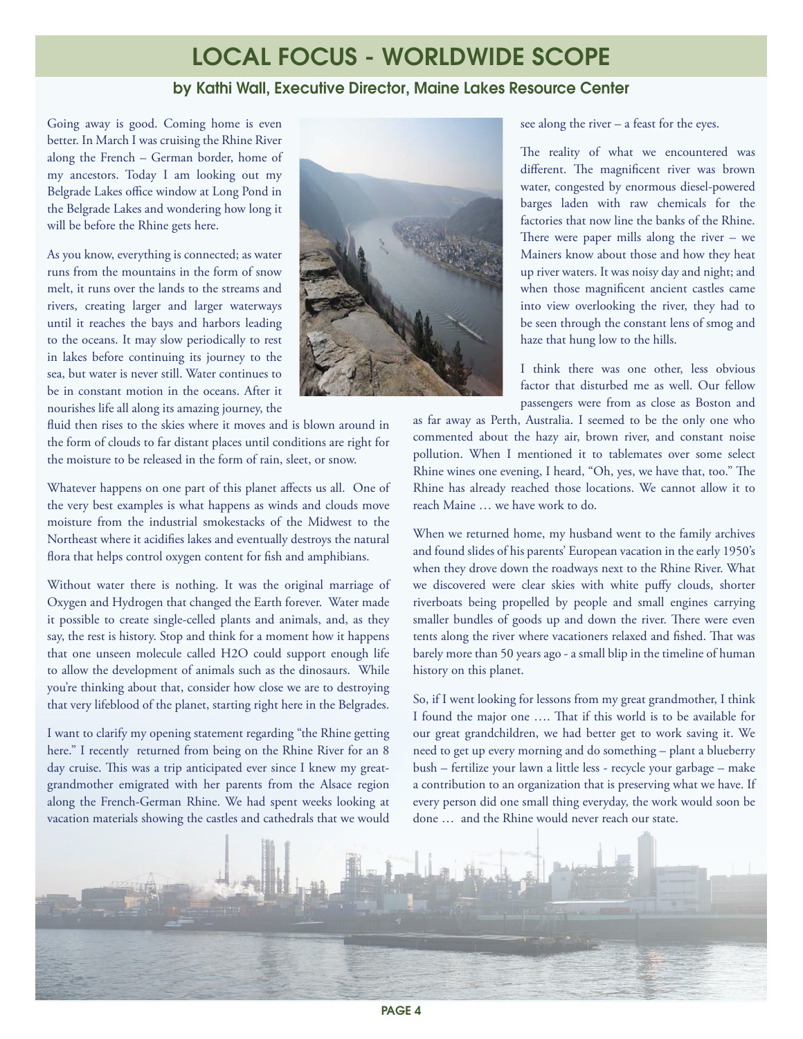# LOCAL FOCUS - WORLDWIDE SCOPE

### by Kathi Wall, Executive Director, Maine Lakes Resource Center

Going away is good. Coming home is even better. In March I was cruising the Rhine River along the French – German border, home of my ancestors. Today I am looking out my Belgrade Lakes office window at Long Pond in the Belgrade Lakes and wondering how long it will be before the Rhine gets here.

As you know, everything is connected; as water runs from the mountains in the form of snow melt, it runs over the lands to the streams and rivers, creating larger and larger waterways until it reaches the bays and harbors leading to the oceans. It may slow periodically to rest in lakes before continuing its journey to the sea, but water is never still. Water continues to be in constant motion in the oceans. After it nourishes life all along its amazing journey, the fluid then rises to the skies where it moves and is blown around in the form of clouds to far distant places until conditions are right for the moisture to be released in the form of rain, sleet, or snow.

Whatever happens on one part of this planet affects us all. One of the very best examples is what happens as winds and clouds move moisture from the industrial smokestacks of the Midwest to the Northeast where it acidifies lakes and eventually destroys the natural flora that helps control oxygen content for fish and amphibians.

Without water there is nothing. It was the original marriage of Oxygen and Hydrogen that changed the Earth forever. Water made it possible to create single-celled plants and animals, and, as they say, the rest is history. Stop and think for a moment how it happens that one unseen molecule called H2O could support enough life to allow the development of animals such as the dinosaurs. While you're thinking about that, consider how close we are to destroying that very lifeblood of the planet, starting right here in the Belgrades.

I want to clarify my opening statement regarding "the Rhine getting here." I recently returned from being on the Rhine River for an 8 day cruise. This was a trip anticipated ever since I knew my great-grandmother emigrated with her parents from the Alsace region along the French-German Rhine. We had spent weeks looking at vacation materials showing the castles and cathedrals that we would see along the river – a feast for the eyes.

The reality of what we encountered was different. The magnificent river was brown water, congested by enormous diesel-powered barges laden with raw chemicals for the factories that now line the banks of the Rhine. There were paper mills along the river – we Mainers know about those and how they heat up river waters. It was noisy day and night; and when those magnificent ancient castles came into view overlooking the river, they had to be seen through the constant lens of smog and haze that hung low to the hills.

I think there was one other, less obvious factor that disturbed me as well. Our fellow passengers were from as close as Boston and as far away as Perth, Australia. I seemed to be the only one who commented about the hazy air, brown river, and constant noise pollution. When I mentioned it to tablemates over some select Rhine wines one evening, I heard, "Oh, yes, we have that, too." The Rhine has already reached those locations. We cannot allow it to reach Maine … we have work to do.

When we returned home, my husband went to the family archives and found slides of his parents' European vacation in the early 1950's when they drove down the roadways next to the Rhine River. What we discovered were clear skies with white puffy clouds, shorter riverboats being propelled by people and small engines carrying smaller bundles of goods up and down the river. There were even tents along the river where vacationers relaxed and fished. That was barely more than 50 years ago - a small blip in the timeline of human history on this planet.

So, if I went looking for lessons from my great grandmother, I think I found the major one …. That if this world is to be available for our great grandchildren, we had better get to work saving it. We need to get up every morning and do something – plant a blueberry bush – fertilize your lawn a little less - recycle your garbage – make a contribution to an organization that is preserving what we have. If every person did one small thing everyday, the work would soon be done … and the Rhine would never reach our state.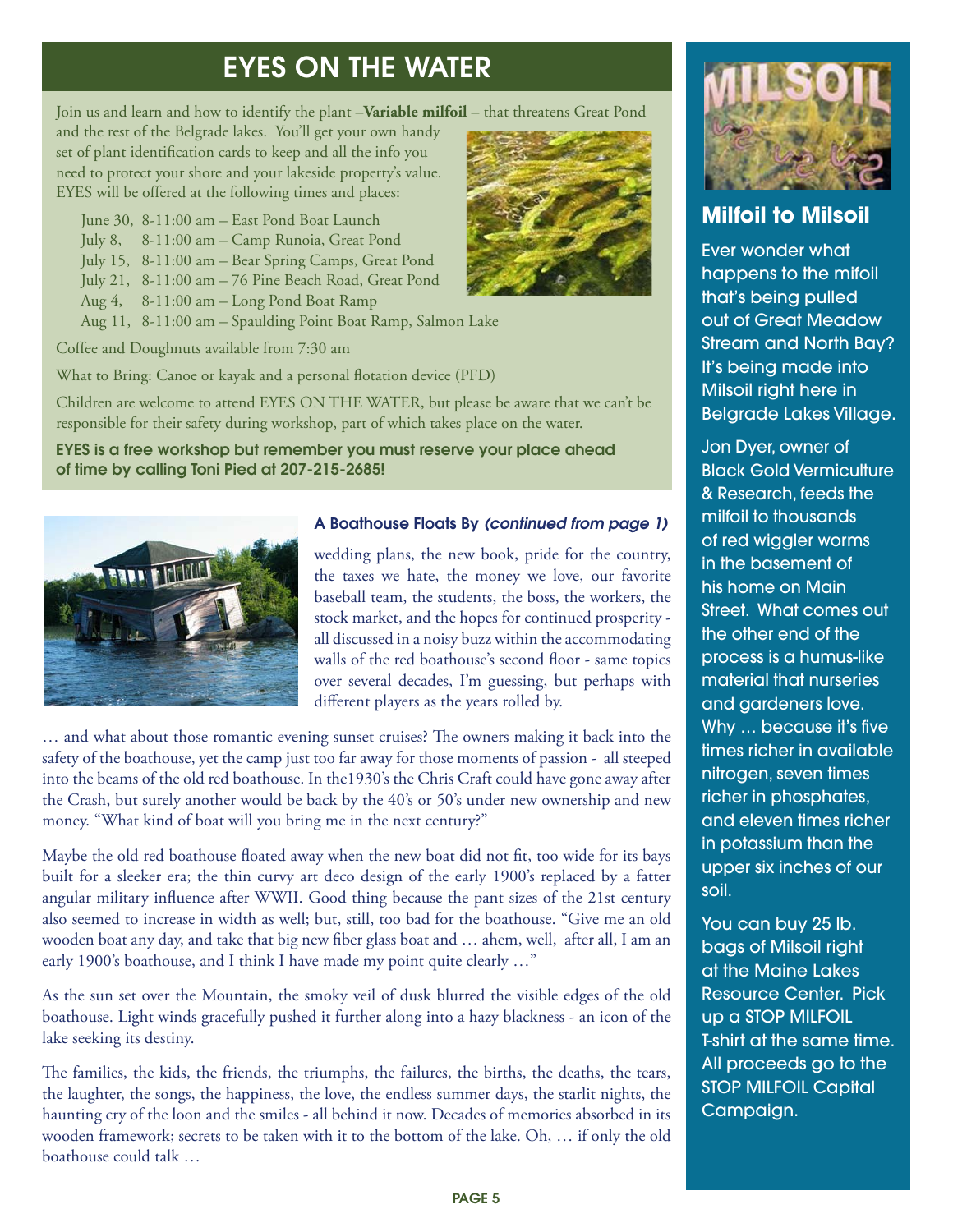## EYES ON THE WATER

Join us and learn and how to identify the plant –**Variable milfoil** – that threatens Great Pond and the rest of the Belgrade lakes. You'll get your own handy set of plant identification cards to keep and all the info you need to protect your shore and your lakeside property's value. EYES will be offered at the following times and places:

- June 30, 8-11:00 am – East Pond Boat Launch
- July 8, 8-11:00 am – Camp Runoia, Great Pond
- July 15, 8-11:00 am – Bear Spring Camps, Great Pond
- July 21, 8-11:00 am – 76 Pine Beach Road, Great Pond
- Aug 4, 8-11:00 am – Long Pond Boat Ramp
- Aug 11, 8-11:00 am – Spaulding Point Boat Ramp, Salmon Lake

Coffee and Doughnuts available from 7:30 am

What to Bring: Canoe or kayak and a personal flotation device (PFD)

Children are welcome to attend EYES ON THE WATER, but please be aware that we can't be responsible for their safety during workshop, part of which takes place on the water.

**EYES is a free workshop but remember you must reserve your place ahead of time by calling Toni Pied at 207-215-2685!**

### A Boathouse Floats By *(continued from page 1)*

wedding plans, the new book, pride for the country, the taxes we hate, the money we love, our favorite baseball team, the students, the boss, the workers, the stock market, and the hopes for continued prosperity - all discussed in a noisy buzz within the accommodating walls of the red boathouse's second floor - same topics over several decades, I'm guessing, but perhaps with different players as the years rolled by.

… and what about those romantic evening sunset cruises? The owners making it back into the safety of the boathouse, yet the camp just too far away for those moments of passion - all steeped into the beams of the old red boathouse. In the1930's the Chris Craft could have gone away after the Crash, but surely another would be back by the 40's or 50's under new ownership and new money. "What kind of boat will you bring me in the next century?"

Maybe the old red boathouse floated away when the new boat did not fit, too wide for its bays built for a sleeker era; the thin curvy art deco design of the early 1900's replaced by a fatter angular military influence after WWII. Good thing because the pant sizes of the 21st century also seemed to increase in width as well; but, still, too bad for the boathouse. "Give me an old wooden boat any day, and take that big new fiber glass boat and … ahem, well, after all, I am an early 1900's boathouse, and I think I have made my point quite clearly …"

As the sun set over the Mountain, the smoky veil of dusk blurred the visible edges of the old boathouse. Light winds gracefully pushed it further along into a hazy blackness - an icon of the lake seeking its destiny.

The families, the kids, the friends, the triumphs, the failures, the births, the deaths, the tears, the laughter, the songs, the happiness, the love, the endless summer days, the starlit nights, the haunting cry of the loon and the smiles - all behind it now. Decades of memories absorbed in its wooden framework; secrets to be taken with it to the bottom of the lake. Oh, … if only the old boathouse could talk …

## Milfoil to Milsoil

Ever wonder what happens to the mifoil that's being pulled out of Great Meadow Stream and North Bay? It's being made into Milsoil right here in Belgrade Lakes Village.

Jon Dyer, owner of Black Gold Vermiculture & Research, feeds the milfoil to thousands of red wiggler worms in the basement of his home on Main Street. What comes out the other end of the process is a humus-like material that nurseries and gardeners love. Why … because it's five times richer in available nitrogen, seven times richer in phosphates, and eleven times richer in potassium than the upper six inches of our soil.

You can buy 25 lb. bags of Milsoil right at the Maine Lakes Resource Center. Pick up a STOP MILFOIL T-shirt at the same time. All proceeds go to the STOP MILFOIL Capital Campaign.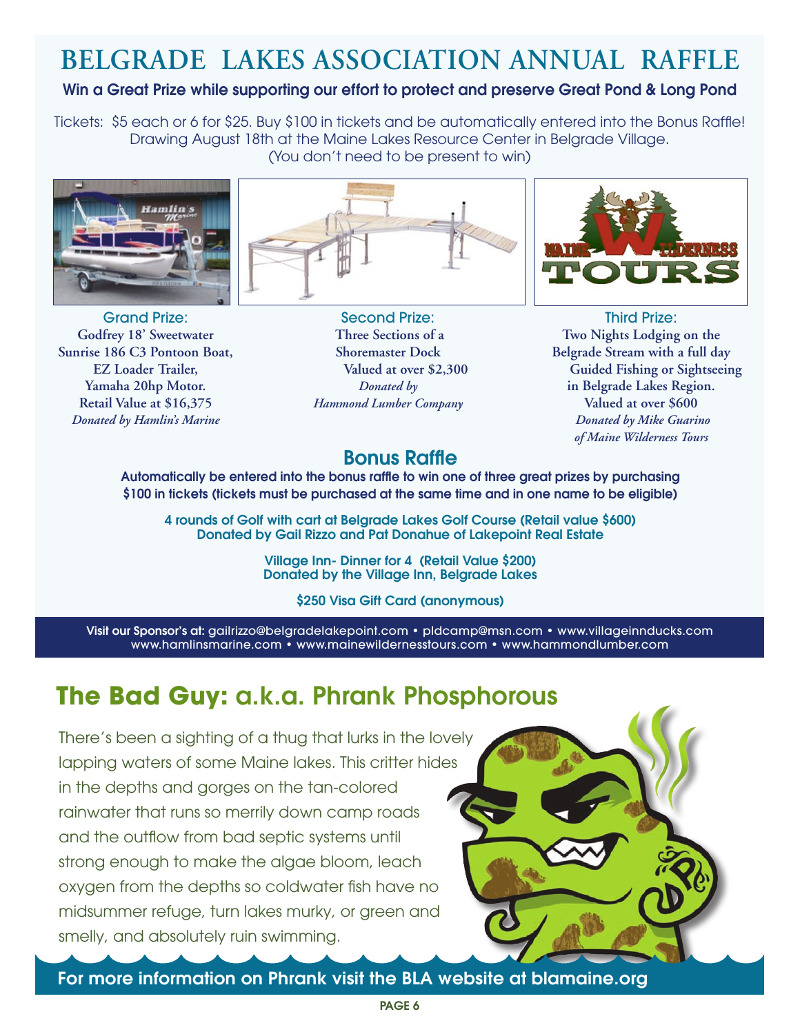# BELGRADE LAKES ASSOCIATION ANNUAL RAFFLE

**Win a Great Prize while supporting our effort to protect and preserve Great Pond & Long Pond**

Tickets: $5 each or 6 for $25. Buy $100 in tickets and be automatically entered into the Bonus Raffle! Drawing August 18th at the Maine Lakes Resource Center in Belgrade Village. (You don't need to be present to win)

Grand Prize:
**Godfrey 18' Sweetwater Sunrise 186 C3 Pontoon Boat, EZ Loader Trailer, Yamaha 20hp Motor. Retail Value at $16,375**
***Donated by Hamlin's Marine***

Second Prize:
**Three Sections of a Shoremaster Dock Valued at over $2,300**
***Donated by Hammond Lumber Company***

Third Prize:
**Two Nights Lodging on the Belgrade Stream with a full day Guided Fishing or Sightseeing in Belgrade Lakes Region. Valued at over $600**
***Donated by Mike Guarino of Maine Wilderness Tours***

## Bonus Raffle

**Automatically be entered into the bonus raffle to win one of three great prizes by purchasing $100 in tickets (tickets must be purchased at the same time and in one name to be eligible)**

**4 rounds of Golf with cart at Belgrade Lakes Golf Course (Retail value $600)**
**Donated by Gail Rizzo and Pat Donahue of Lakepoint Real Estate**

**Village Inn- Dinner for 4 (Retail Value $200)**
**Donated by the Village Inn, Belgrade Lakes**

**$250 Visa Gift Card (anonymous)**

**Visit our Sponsor's at:** gailrizzo@belgradelakepoint.com • pldcamp@msn.com • www.villageinnducks.com • www.hamlinsmarine.com • www.mainewildernesstours.com • www.hammondlumber.com

## The Bad Guy: a.k.a. Phrank Phosphorous

There's been a sighting of a thug that lurks in the lovely lapping waters of some Maine lakes. This critter hides in the depths and gorges on the tan-colored rainwater that runs so merrily down camp roads and the outflow from bad septic systems until strong enough to make the algae bloom, leach oxygen from the depths so coldwater fish have no midsummer refuge, turn lakes murky, or green and smelly, and absolutely ruin swimming.

**For more information on Phrank visit the BLA website at blamaine.org**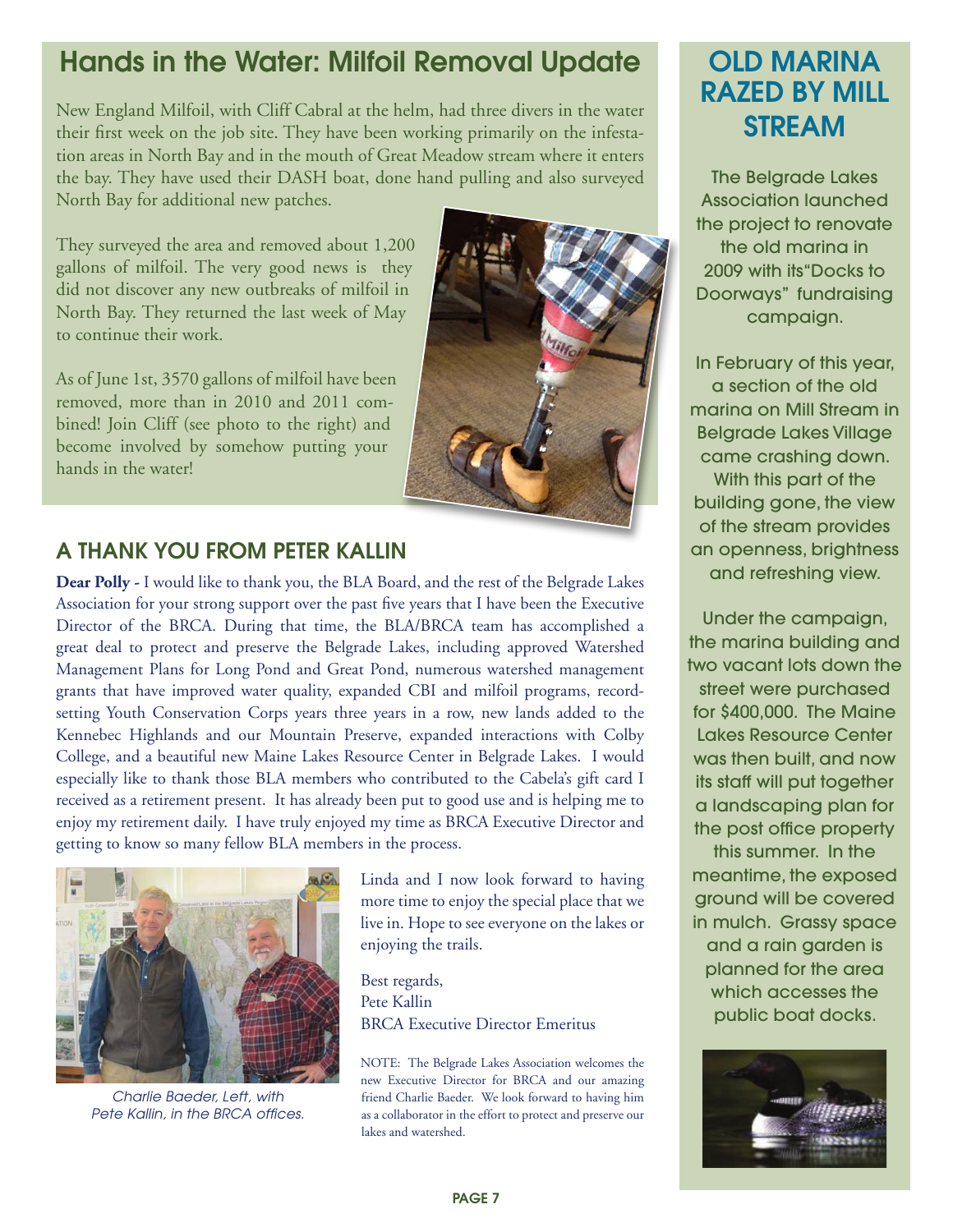## Hands in the Water: Milfoil Removal Update

New England Milfoil, with Cliff Cabral at the helm, had three divers in the water their first week on the job site. They have been working primarily on the infestation areas in North Bay and in the mouth of Great Meadow stream where it enters the bay. They have used their DASH boat, done hand pulling and also surveyed North Bay for additional new patches.

They surveyed the area and removed about 1,200 gallons of milfoil. The very good news is they did not discover any new outbreaks of milfoil in North Bay. They returned the last week of May to continue their work.

As of June 1st, 3570 gallons of milfoil have been removed, more than in 2010 and 2011 combined! Join Cliff (see photo to the right) and become involved by somehow putting your hands in the water!

### A THANK YOU FROM PETER KALLIN

**Dear Polly -** I would like to thank you, the BLA Board, and the rest of the Belgrade Lakes Association for your strong support over the past five years that I have been the Executive Director of the BRCA. During that time, the BLA/BRCA team has accomplished a great deal to protect and preserve the Belgrade Lakes, including approved Watershed Management Plans for Long Pond and Great Pond, numerous watershed management grants that have improved water quality, expanded CBI and milfoil programs, record-setting Youth Conservation Corps years three years in a row, new lands added to the Kennebec Highlands and our Mountain Preserve, expanded interactions with Colby College, and a beautiful new Maine Lakes Resource Center in Belgrade Lakes. I would especially like to thank those BLA members who contributed to the Cabela's gift card I received as a retirement present. It has already been put to good use and is helping me to enjoy my retirement daily. I have truly enjoyed my time as BRCA Executive Director and getting to know so many fellow BLA members in the process.

*Charlie Baeder, Left, with Pete Kallin, in the BRCA offices.*

Linda and I now look forward to having more time to enjoy the special place that we live in. Hope to see everyone on the lakes or enjoying the trails.

Best regards,
Pete Kallin
BRCA Executive Director Emeritus

NOTE: The Belgrade Lakes Association welcomes the new Executive Director for BRCA and our amazing friend Charlie Baeder. We look forward to having him as a collaborator in the effort to protect and preserve our lakes and watershed.

## OLD MARINA RAZED BY MILL STREAM

The Belgrade Lakes Association launched the project to renovate the old marina in 2009 with its"Docks to Doorways" fundraising campaign.

In February of this year, a section of the old marina on Mill Stream in Belgrade Lakes Village came crashing down. With this part of the building gone, the view of the stream provides an openness, brightness and refreshing view.

Under the campaign, the marina building and two vacant lots down the street were purchased for $400,000. The Maine Lakes Resource Center was then built, and now its staff will put together a landscaping plan for the post office property this summer. In the meantime, the exposed ground will be covered in mulch. Grassy space and a rain garden is planned for the area which accesses the public boat docks.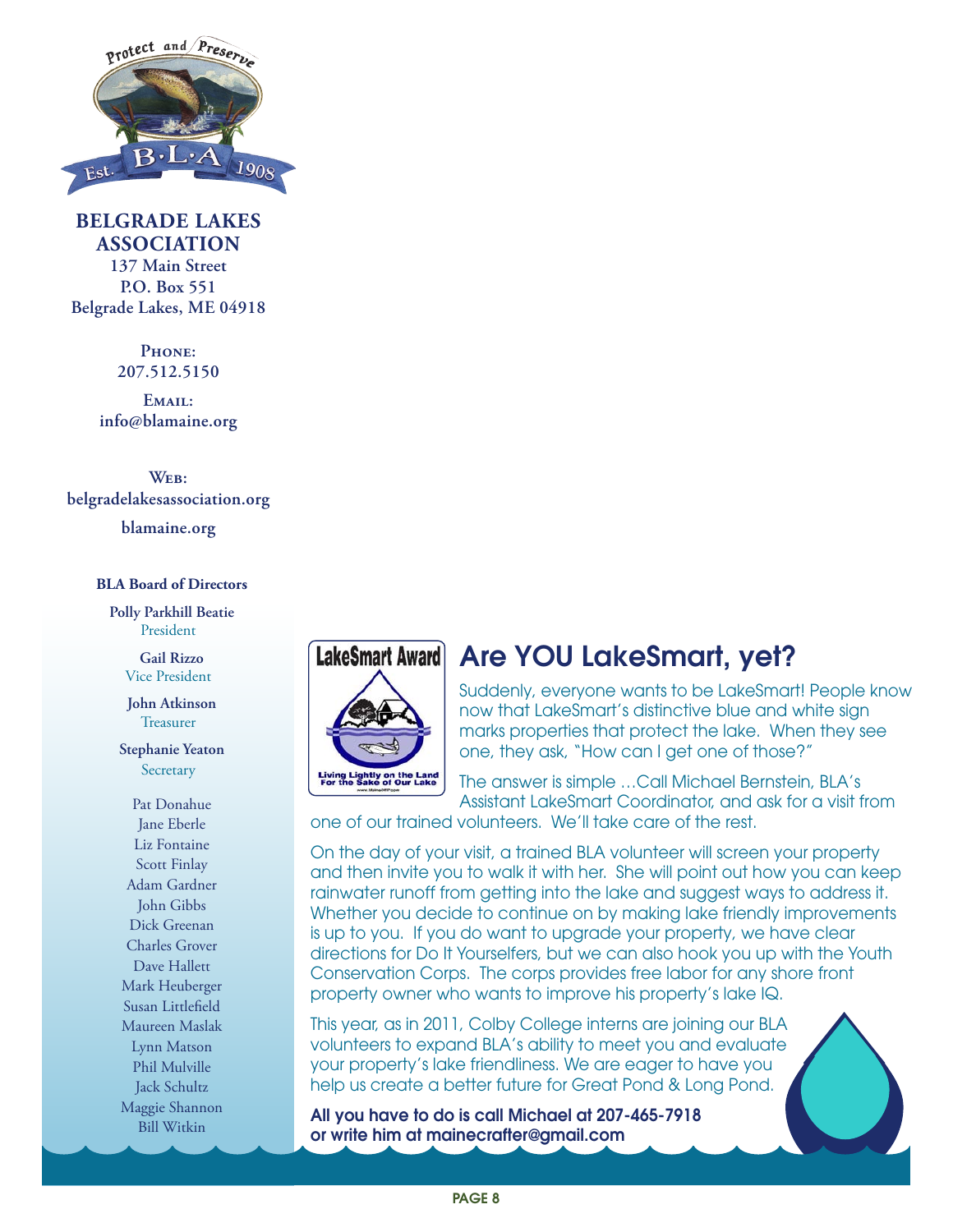**BELGRADE LAKES ASSOCIATION**
137 Main Street
P.O. Box 551
Belgrade Lakes, ME 04918

**Phone:**
207.512.5150

**Email:**
info@blamaine.org

**Web:**
belgradelakesassociation.org

blamaine.org

**BLA Board of Directors**

**Polly Parkhill Beatie**
President

**Gail Rizzo**
Vice President

**John Atkinson**
Treasurer

**Stephanie Yeaton**
Secretary

Pat Donahue
Jane Eberle
Liz Fontaine
Scott Finlay
Adam Gardner
John Gibbs
Dick Greenan
Charles Grover
Dave Hallett
Mark Heuberger
Susan Littlefield
Maureen Maslak
Lynn Matson
Phil Mulville
Jack Schultz
Maggie Shannon
Bill Witkin

LakeSmart Award

Living Lightly on the Land For the Sake of Our Lake

# Are YOU LakeSmart, yet?

Suddenly, everyone wants to be LakeSmart! People know now that LakeSmart's distinctive blue and white sign marks properties that protect the lake. When they see one, they ask, "How can I get one of those?"

The answer is simple …Call Michael Bernstein, BLA's Assistant LakeSmart Coordinator, and ask for a visit from one of our trained volunteers. We'll take care of the rest.

On the day of your visit, a trained BLA volunteer will screen your property and then invite you to walk it with her. She will point out how you can keep rainwater runoff from getting into the lake and suggest ways to address it. Whether you decide to continue on by making lake friendly improvements is up to you. If you do want to upgrade your property, we have clear directions for Do It Yourselfers, but we can also hook you up with the Youth Conservation Corps. The corps provides free labor for any shore front property owner who wants to improve his property's lake IQ.

This year, as in 2011, Colby College interns are joining our BLA volunteers to expand BLA's ability to meet you and evaluate your property's lake friendliness. We are eager to have you help us create a better future for Great Pond & Long Pond.

**All you have to do is call Michael at 207-465-7918 or write him at mainecrafter@gmail.com**